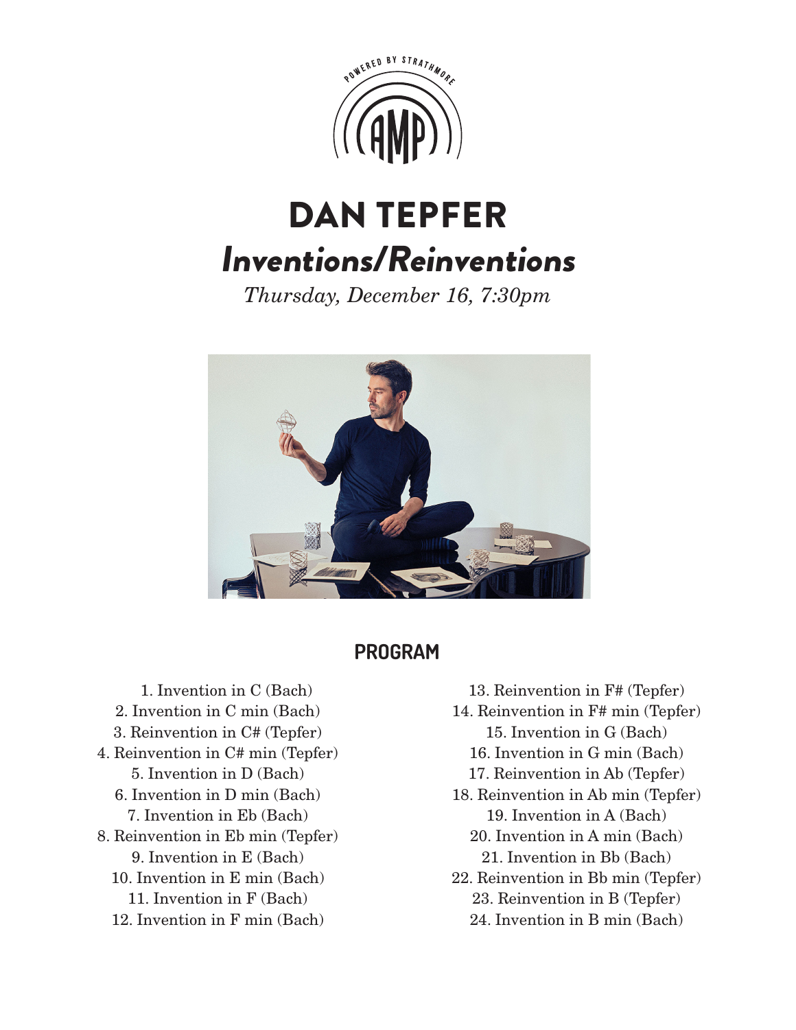POWERED BY STRATHMORE

AMP

# DAN TEPFER

## *Inventions/Reinventions*

*Thursday, December 16, 7:30pm*

## PROGRAM

1. Invention in C (Bach)
2. Invention in C min (Bach)
3. Reinvention in C# (Tepfer)
4. Reinvention in C# min (Tepfer)
5. Invention in D (Bach)
6. Invention in D min (Bach)
7. Invention in Eb (Bach)
8. Reinvention in Eb min (Tepfer)
9. Invention in E (Bach)
10. Invention in E min (Bach)
11. Invention in F (Bach)
12. Invention in F min (Bach)
13. Reinvention in F# (Tepfer)
14. Reinvention in F# min (Tepfer)
15. Invention in G (Bach)
16. Invention in G min (Bach)
17. Reinvention in Ab (Tepfer)
18. Reinvention in Ab min (Tepfer)
19. Invention in A (Bach)
20. Invention in A min (Bach)
21. Invention in Bb (Bach)
22. Reinvention in Bb min (Tepfer)
23. Reinvention in B (Tepfer)
24. Invention in B min (Bach)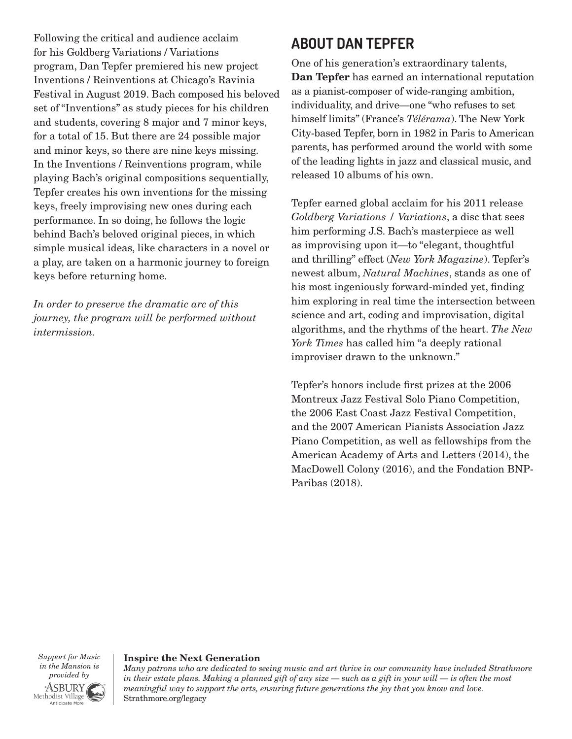Following the critical and audience acclaim for his Goldberg Variations / Variations program, Dan Tepfer premiered his new project Inventions / Reinventions at Chicago's Ravinia Festival in August 2019. Bach composed his beloved set of "Inventions" as study pieces for his children and students, covering 8 major and 7 minor keys, for a total of 15. But there are 24 possible major and minor keys, so there are nine keys missing. In the Inventions / Reinventions program, while playing Bach's original compositions sequentially, Tepfer creates his own inventions for the missing keys, freely improvising new ones during each performance. In so doing, he follows the logic behind Bach's beloved original pieces, in which simple musical ideas, like characters in a novel or a play, are taken on a harmonic journey to foreign keys before returning home.

*In order to preserve the dramatic arc of this journey, the program will be performed without intermission.*

## ABOUT DAN TEPFER

One of his generation's extraordinary talents, **Dan Tepfer** has earned an international reputation as a pianist-composer of wide-ranging ambition, individuality, and drive—one "who refuses to set himself limits" (France's *Télérama*). The New York City-based Tepfer, born in 1982 in Paris to American parents, has performed around the world with some of the leading lights in jazz and classical music, and released 10 albums of his own.

Tepfer earned global acclaim for his 2011 release *Goldberg Variations / Variations*, a disc that sees him performing J.S. Bach's masterpiece as well as improvising upon it—to "elegant, thoughtful and thrilling" effect (*New York Magazine*). Tepfer's newest album, *Natural Machines*, stands as one of his most ingeniously forward-minded yet, finding him exploring in real time the intersection between science and art, coding and improvisation, digital algorithms, and the rhythms of the heart. *The New York Times* has called him "a deeply rational improviser drawn to the unknown."

Tepfer's honors include first prizes at the 2006 Montreux Jazz Festival Solo Piano Competition, the 2006 East Coast Jazz Festival Competition, and the 2007 American Pianists Association Jazz Piano Competition, as well as fellowships from the American Academy of Arts and Letters (2014), the MacDowell Colony (2016), and the Fondation BNP-Paribas (2018).

*Support for Music in the Mansion is provided by* Asbury Methodist Village — Anticipate More

**Inspire the Next Generation**
*Many patrons who are dedicated to seeing music and art thrive in our community have included Strathmore in their estate plans. Making a planned gift of any size — such as a gift in your will — is often the most meaningful way to support the arts, ensuring future generations the joy that you know and love.*
Strathmore.org/legacy